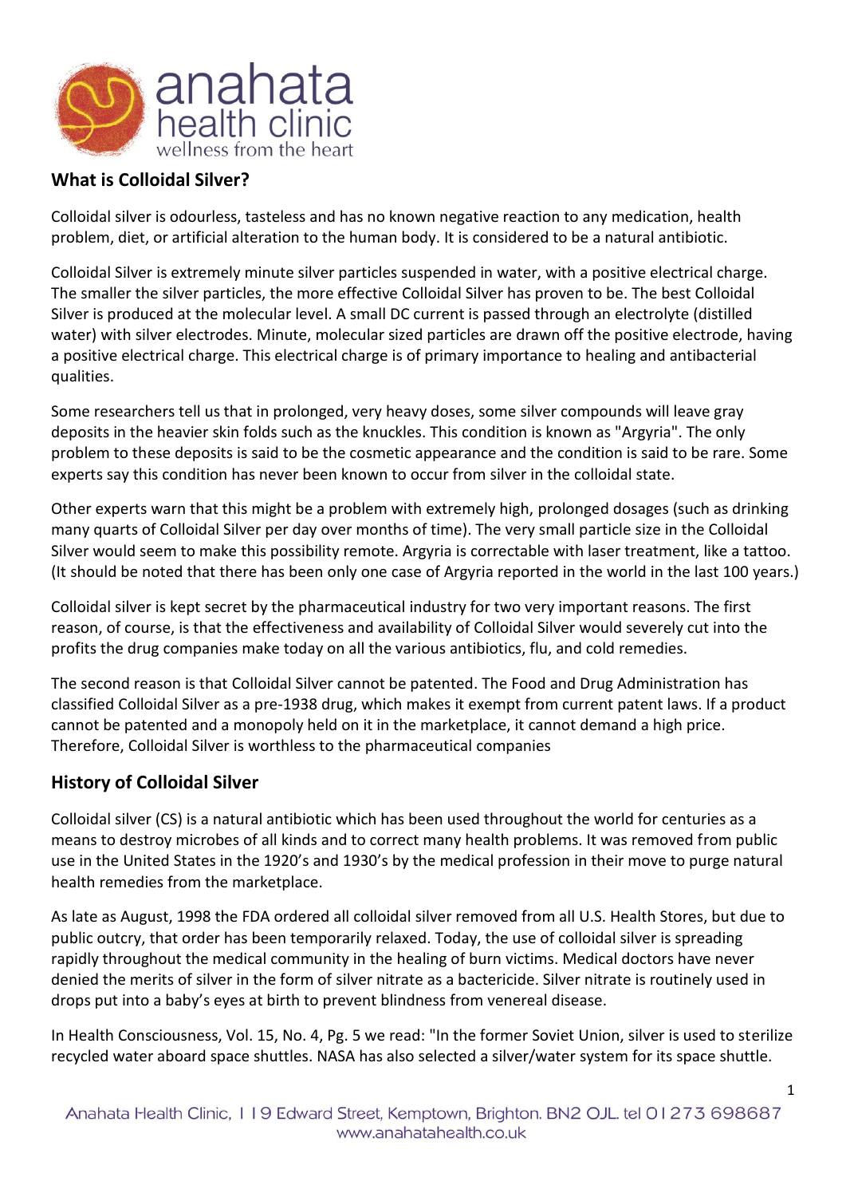## What is Colloidal Silver?

Colloidal silver is odourless, tasteless and has no known negative reaction to any medication, health problem, diet, or artificial alteration to the human body. It is considered to be a natural antibiotic.

Colloidal Silver is extremely minute silver particles suspended in water, with a positive electrical charge. The smaller the silver particles, the more effective Colloidal Silver has proven to be. The best Colloidal Silver is produced at the molecular level. A small DC current is passed through an electrolyte (distilled water) with silver electrodes. Minute, molecular sized particles are drawn off the positive electrode, having a positive electrical charge. This electrical charge is of primary importance to healing and antibacterial qualities.

Some researchers tell us that in prolonged, very heavy doses, some silver compounds will leave gray deposits in the heavier skin folds such as the knuckles. This condition is known as "Argyria". The only problem to these deposits is said to be the cosmetic appearance and the condition is said to be rare. Some experts say this condition has never been known to occur from silver in the colloidal state.

Other experts warn that this might be a problem with extremely high, prolonged dosages (such as drinking many quarts of Colloidal Silver per day over months of time). The very small particle size in the Colloidal Silver would seem to make this possibility remote. Argyria is correctable with laser treatment, like a tattoo. (It should be noted that there has been only one case of Argyria reported in the world in the last 100 years.)

Colloidal silver is kept secret by the pharmaceutical industry for two very important reasons. The first reason, of course, is that the effectiveness and availability of Colloidal Silver would severely cut into the profits the drug companies make today on all the various antibiotics, flu, and cold remedies.

The second reason is that Colloidal Silver cannot be patented. The Food and Drug Administration has classified Colloidal Silver as a pre-1938 drug, which makes it exempt from current patent laws. If a product cannot be patented and a monopoly held on it in the marketplace, it cannot demand a high price. Therefore, Colloidal Silver is worthless to the pharmaceutical companies

## History of Colloidal Silver

Colloidal silver (CS) is a natural antibiotic which has been used throughout the world for centuries as a means to destroy microbes of all kinds and to correct many health problems. It was removed from public use in the United States in the 1920's and 1930's by the medical profession in their move to purge natural health remedies from the marketplace.

As late as August, 1998 the FDA ordered all colloidal silver removed from all U.S. Health Stores, but due to public outcry, that order has been temporarily relaxed. Today, the use of colloidal silver is spreading rapidly throughout the medical community in the healing of burn victims. Medical doctors have never denied the merits of silver in the form of silver nitrate as a bactericide. Silver nitrate is routinely used in drops put into a baby's eyes at birth to prevent blindness from venereal disease.

In Health Consciousness, Vol. 15, No. 4, Pg. 5 we read: "In the former Soviet Union, silver is used to sterilize recycled water aboard space shuttles. NASA has also selected a silver/water system for its space shuttle.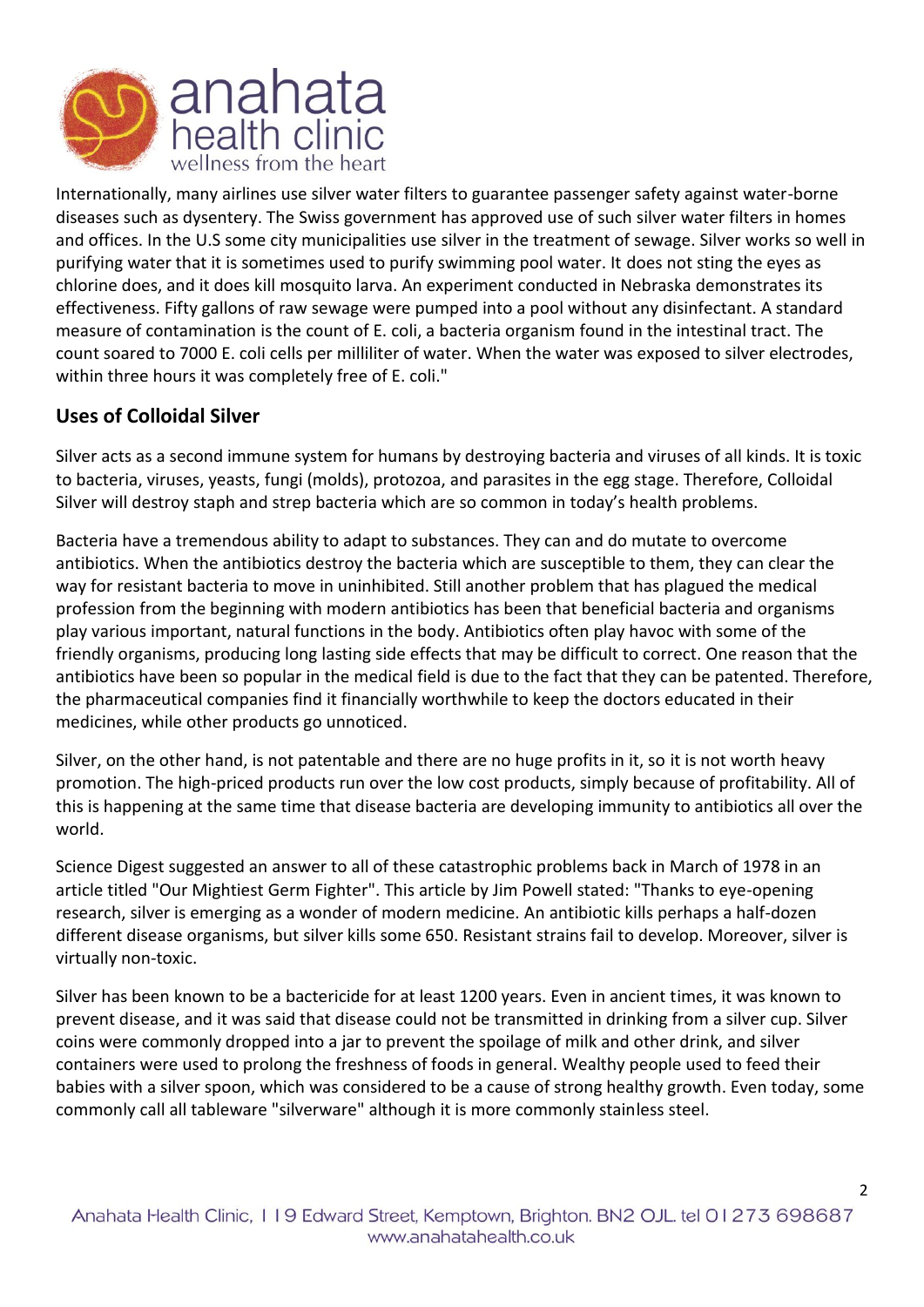Internationally, many airlines use silver water filters to guarantee passenger safety against water-borne diseases such as dysentery. The Swiss government has approved use of such silver water filters in homes and offices. In the U.S some city municipalities use silver in the treatment of sewage. Silver works so well in purifying water that it is sometimes used to purify swimming pool water. It does not sting the eyes as chlorine does, and it does kill mosquito larva. An experiment conducted in Nebraska demonstrates its effectiveness. Fifty gallons of raw sewage were pumped into a pool without any disinfectant. A standard measure of contamination is the count of E. coli, a bacteria organism found in the intestinal tract. The count soared to 7000 E. coli cells per milliliter of water. When the water was exposed to silver electrodes, within three hours it was completely free of E. coli."

## Uses of Colloidal Silver

Silver acts as a second immune system for humans by destroying bacteria and viruses of all kinds. It is toxic to bacteria, viruses, yeasts, fungi (molds), protozoa, and parasites in the egg stage. Therefore, Colloidal Silver will destroy staph and strep bacteria which are so common in today's health problems.

Bacteria have a tremendous ability to adapt to substances. They can and do mutate to overcome antibiotics. When the antibiotics destroy the bacteria which are susceptible to them, they can clear the way for resistant bacteria to move in uninhibited. Still another problem that has plagued the medical profession from the beginning with modern antibiotics has been that beneficial bacteria and organisms play various important, natural functions in the body. Antibiotics often play havoc with some of the friendly organisms, producing long lasting side effects that may be difficult to correct. One reason that the antibiotics have been so popular in the medical field is due to the fact that they can be patented. Therefore, the pharmaceutical companies find it financially worthwhile to keep the doctors educated in their medicines, while other products go unnoticed.

Silver, on the other hand, is not patentable and there are no huge profits in it, so it is not worth heavy promotion. The high-priced products run over the low cost products, simply because of profitability. All of this is happening at the same time that disease bacteria are developing immunity to antibiotics all over the world.

Science Digest suggested an answer to all of these catastrophic problems back in March of 1978 in an article titled "Our Mightiest Germ Fighter". This article by Jim Powell stated: "Thanks to eye-opening research, silver is emerging as a wonder of modern medicine. An antibiotic kills perhaps a half-dozen different disease organisms, but silver kills some 650. Resistant strains fail to develop. Moreover, silver is virtually non-toxic.

Silver has been known to be a bactericide for at least 1200 years. Even in ancient times, it was known to prevent disease, and it was said that disease could not be transmitted in drinking from a silver cup. Silver coins were commonly dropped into a jar to prevent the spoilage of milk and other drink, and silver containers were used to prolong the freshness of foods in general. Wealthy people used to feed their babies with a silver spoon, which was considered to be a cause of strong healthy growth. Even today, some commonly call all tableware "silverware" although it is more commonly stainless steel.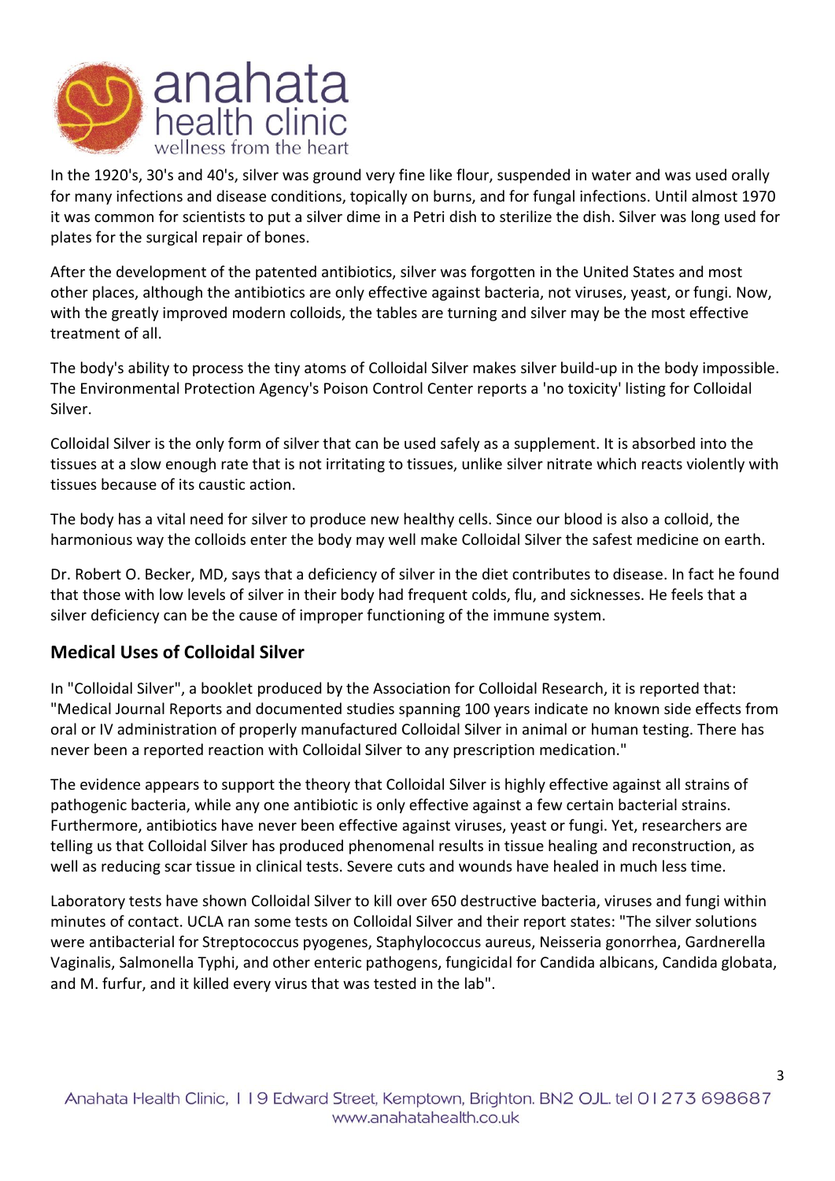In the 1920's, 30's and 40's, silver was ground very fine like flour, suspended in water and was used orally for many infections and disease conditions, topically on burns, and for fungal infections. Until almost 1970 it was common for scientists to put a silver dime in a Petri dish to sterilize the dish. Silver was long used for plates for the surgical repair of bones.

After the development of the patented antibiotics, silver was forgotten in the United States and most other places, although the antibiotics are only effective against bacteria, not viruses, yeast, or fungi. Now, with the greatly improved modern colloids, the tables are turning and silver may be the most effective treatment of all.

The body's ability to process the tiny atoms of Colloidal Silver makes silver build-up in the body impossible. The Environmental Protection Agency's Poison Control Center reports a 'no toxicity' listing for Colloidal Silver.

Colloidal Silver is the only form of silver that can be used safely as a supplement. It is absorbed into the tissues at a slow enough rate that is not irritating to tissues, unlike silver nitrate which reacts violently with tissues because of its caustic action.

The body has a vital need for silver to produce new healthy cells. Since our blood is also a colloid, the harmonious way the colloids enter the body may well make Colloidal Silver the safest medicine on earth.

Dr. Robert O. Becker, MD, says that a deficiency of silver in the diet contributes to disease. In fact he found that those with low levels of silver in their body had frequent colds, flu, and sicknesses. He feels that a silver deficiency can be the cause of improper functioning of the immune system.

## Medical Uses of Colloidal Silver

In "Colloidal Silver", a booklet produced by the Association for Colloidal Research, it is reported that: "Medical Journal Reports and documented studies spanning 100 years indicate no known side effects from oral or IV administration of properly manufactured Colloidal Silver in animal or human testing. There has never been a reported reaction with Colloidal Silver to any prescription medication."

The evidence appears to support the theory that Colloidal Silver is highly effective against all strains of pathogenic bacteria, while any one antibiotic is only effective against a few certain bacterial strains. Furthermore, antibiotics have never been effective against viruses, yeast or fungi. Yet, researchers are telling us that Colloidal Silver has produced phenomenal results in tissue healing and reconstruction, as well as reducing scar tissue in clinical tests. Severe cuts and wounds have healed in much less time.

Laboratory tests have shown Colloidal Silver to kill over 650 destructive bacteria, viruses and fungi within minutes of contact. UCLA ran some tests on Colloidal Silver and their report states: "The silver solutions were antibacterial for Streptococcus pyogenes, Staphylococcus aureus, Neisseria gonorrhea, Gardnerella Vaginalis, Salmonella Typhi, and other enteric pathogens, fungicidal for Candida albicans, Candida globata, and M. furfur, and it killed every virus that was tested in the lab".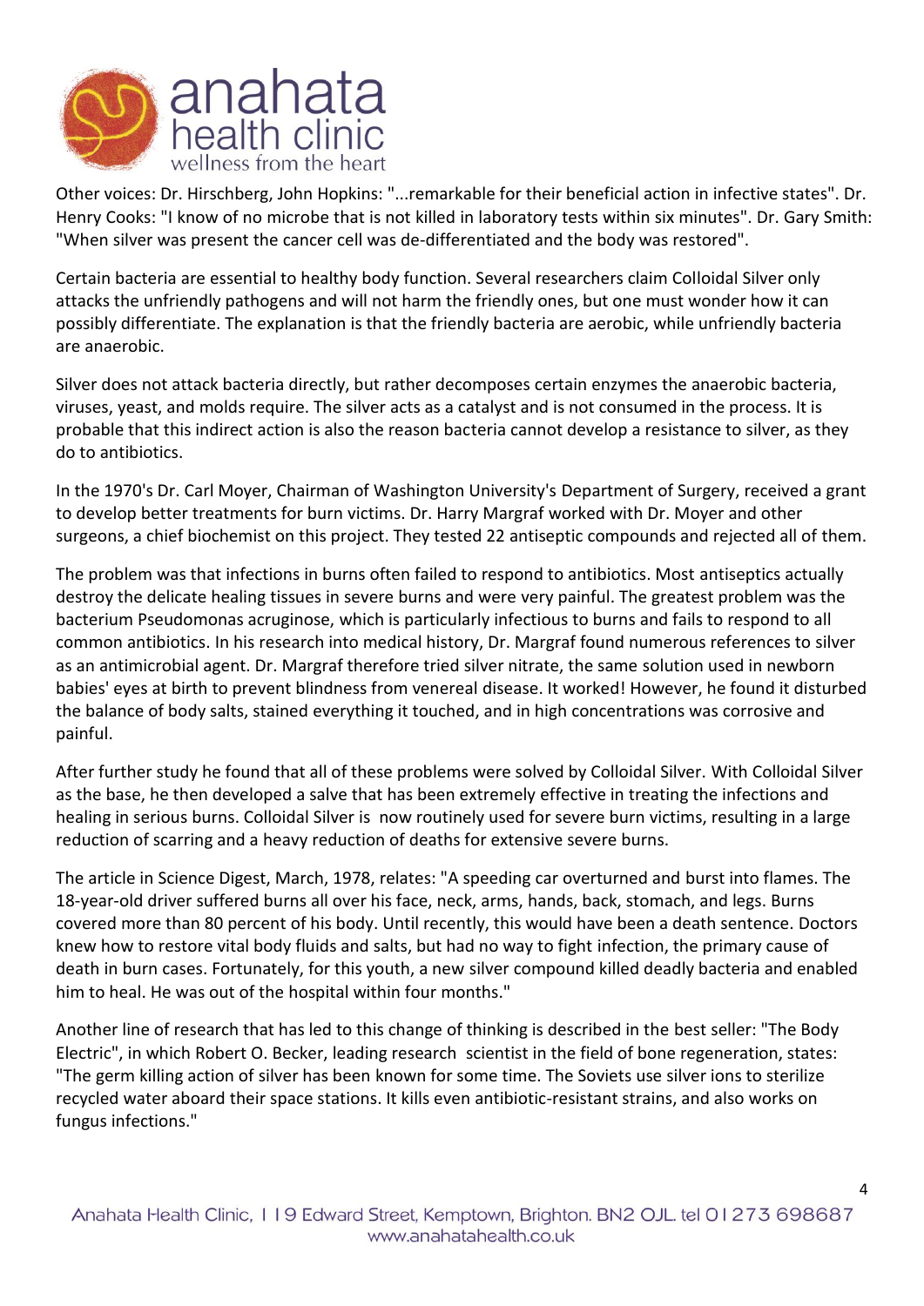Other voices: Dr. Hirschberg, John Hopkins: "...remarkable for their beneficial action in infective states". Dr. Henry Cooks: "I know of no microbe that is not killed in laboratory tests within six minutes". Dr. Gary Smith: "When silver was present the cancer cell was de-differentiated and the body was restored".

Certain bacteria are essential to healthy body function. Several researchers claim Colloidal Silver only attacks the unfriendly pathogens and will not harm the friendly ones, but one must wonder how it can possibly differentiate. The explanation is that the friendly bacteria are aerobic, while unfriendly bacteria are anaerobic.

Silver does not attack bacteria directly, but rather decomposes certain enzymes the anaerobic bacteria, viruses, yeast, and molds require. The silver acts as a catalyst and is not consumed in the process. It is probable that this indirect action is also the reason bacteria cannot develop a resistance to silver, as they do to antibiotics.

In the 1970's Dr. Carl Moyer, Chairman of Washington University's Department of Surgery, received a grant to develop better treatments for burn victims. Dr. Harry Margraf worked with Dr. Moyer and other surgeons, a chief biochemist on this project. They tested 22 antiseptic compounds and rejected all of them.

The problem was that infections in burns often failed to respond to antibiotics. Most antiseptics actually destroy the delicate healing tissues in severe burns and were very painful. The greatest problem was the bacterium Pseudomonas acruginose, which is particularly infectious to burns and fails to respond to all common antibiotics. In his research into medical history, Dr. Margraf found numerous references to silver as an antimicrobial agent. Dr. Margraf therefore tried silver nitrate, the same solution used in newborn babies' eyes at birth to prevent blindness from venereal disease. It worked! However, he found it disturbed the balance of body salts, stained everything it touched, and in high concentrations was corrosive and painful.

After further study he found that all of these problems were solved by Colloidal Silver. With Colloidal Silver as the base, he then developed a salve that has been extremely effective in treating the infections and healing in serious burns. Colloidal Silver is now routinely used for severe burn victims, resulting in a large reduction of scarring and a heavy reduction of deaths for extensive severe burns.

The article in Science Digest, March, 1978, relates: "A speeding car overturned and burst into flames. The 18-year-old driver suffered burns all over his face, neck, arms, hands, back, stomach, and legs. Burns covered more than 80 percent of his body. Until recently, this would have been a death sentence. Doctors knew how to restore vital body fluids and salts, but had no way to fight infection, the primary cause of death in burn cases. Fortunately, for this youth, a new silver compound killed deadly bacteria and enabled him to heal. He was out of the hospital within four months."

Another line of research that has led to this change of thinking is described in the best seller: "The Body Electric", in which Robert O. Becker, leading research scientist in the field of bone regeneration, states: "The germ killing action of silver has been known for some time. The Soviets use silver ions to sterilize recycled water aboard their space stations. It kills even antibiotic-resistant strains, and also works on fungus infections."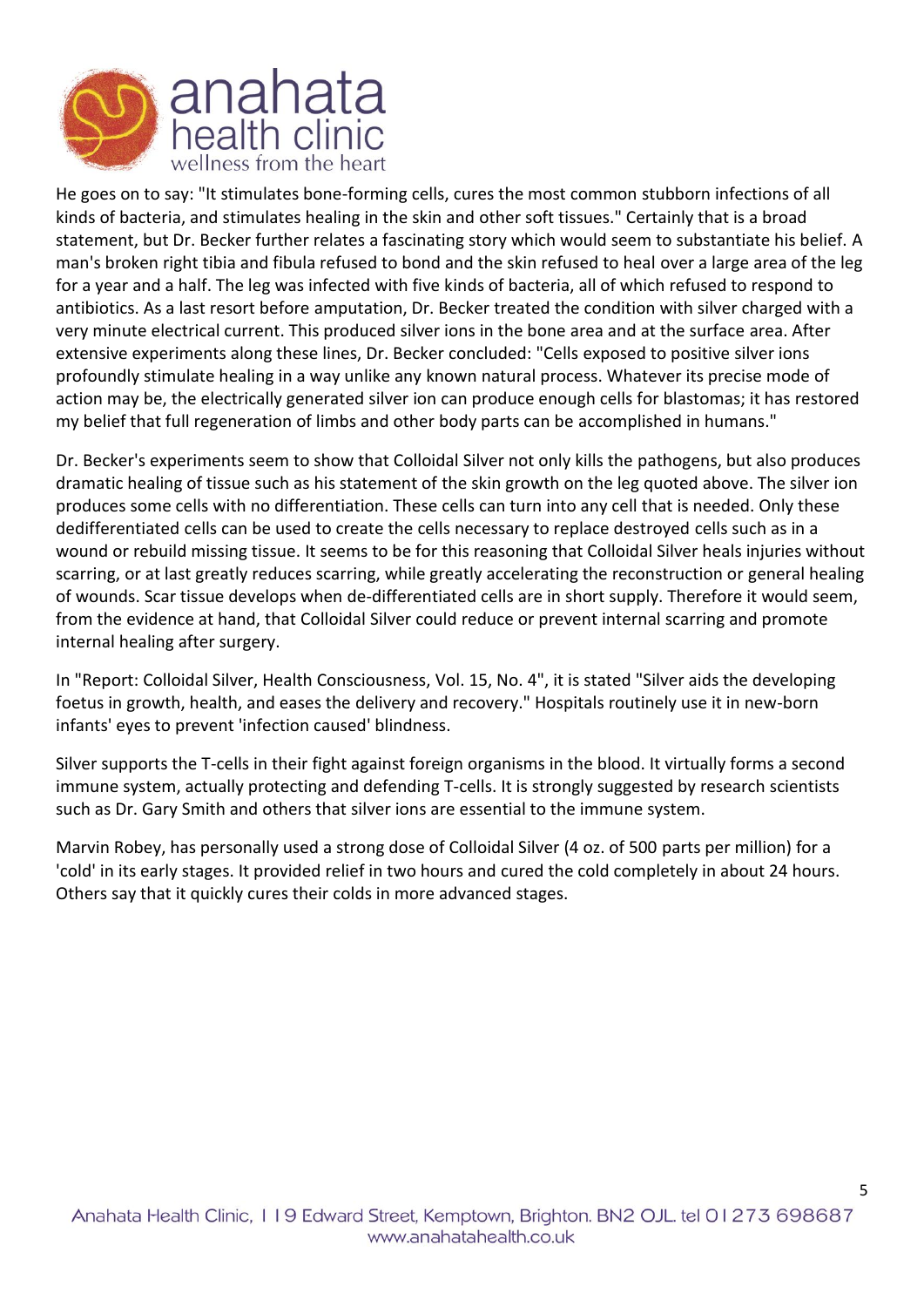He goes on to say: "It stimulates bone-forming cells, cures the most common stubborn infections of all kinds of bacteria, and stimulates healing in the skin and other soft tissues." Certainly that is a broad statement, but Dr. Becker further relates a fascinating story which would seem to substantiate his belief. A man's broken right tibia and fibula refused to bond and the skin refused to heal over a large area of the leg for a year and a half. The leg was infected with five kinds of bacteria, all of which refused to respond to antibiotics. As a last resort before amputation, Dr. Becker treated the condition with silver charged with a very minute electrical current. This produced silver ions in the bone area and at the surface area. After extensive experiments along these lines, Dr. Becker concluded: "Cells exposed to positive silver ions profoundly stimulate healing in a way unlike any known natural process. Whatever its precise mode of action may be, the electrically generated silver ion can produce enough cells for blastomas; it has restored my belief that full regeneration of limbs and other body parts can be accomplished in humans."

Dr. Becker's experiments seem to show that Colloidal Silver not only kills the pathogens, but also produces dramatic healing of tissue such as his statement of the skin growth on the leg quoted above. The silver ion produces some cells with no differentiation. These cells can turn into any cell that is needed. Only these dedifferentiated cells can be used to create the cells necessary to replace destroyed cells such as in a wound or rebuild missing tissue. It seems to be for this reasoning that Colloidal Silver heals injuries without scarring, or at last greatly reduces scarring, while greatly accelerating the reconstruction or general healing of wounds. Scar tissue develops when de-differentiated cells are in short supply. Therefore it would seem, from the evidence at hand, that Colloidal Silver could reduce or prevent internal scarring and promote internal healing after surgery.

In "Report: Colloidal Silver, Health Consciousness, Vol. 15, No. 4", it is stated "Silver aids the developing foetus in growth, health, and eases the delivery and recovery." Hospitals routinely use it in new-born infants' eyes to prevent 'infection caused' blindness.

Silver supports the T-cells in their fight against foreign organisms in the blood. It virtually forms a second immune system, actually protecting and defending T-cells. It is strongly suggested by research scientists such as Dr. Gary Smith and others that silver ions are essential to the immune system.

Marvin Robey, has personally used a strong dose of Colloidal Silver (4 oz. of 500 parts per million) for a 'cold' in its early stages. It provided relief in two hours and cured the cold completely in about 24 hours. Others say that it quickly cures their colds in more advanced stages.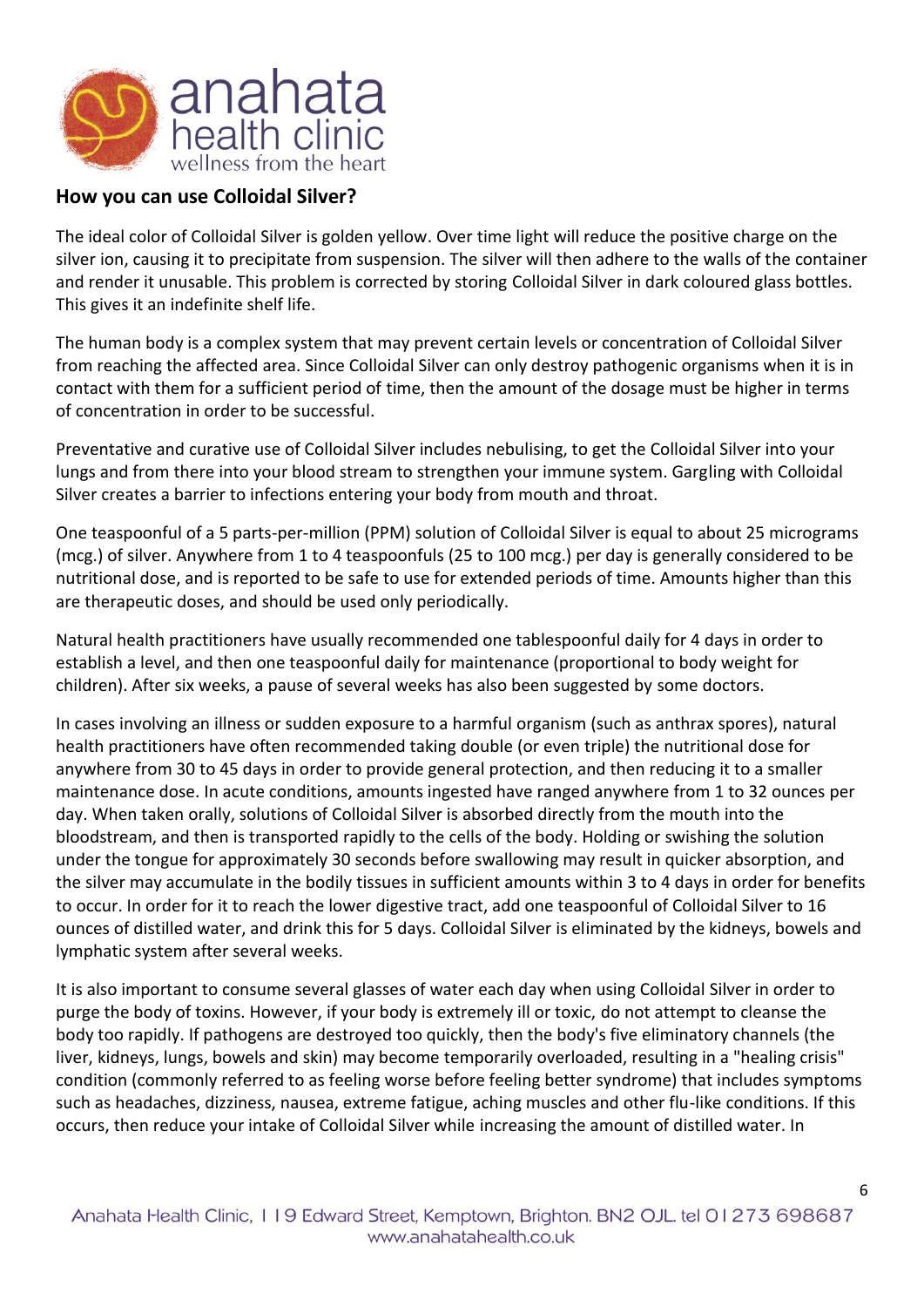## How you can use Colloidal Silver?

The ideal color of Colloidal Silver is golden yellow. Over time light will reduce the positive charge on the silver ion, causing it to precipitate from suspension. The silver will then adhere to the walls of the container and render it unusable. This problem is corrected by storing Colloidal Silver in dark coloured glass bottles. This gives it an indefinite shelf life.

The human body is a complex system that may prevent certain levels or concentration of Colloidal Silver from reaching the affected area. Since Colloidal Silver can only destroy pathogenic organisms when it is in contact with them for a sufficient period of time, then the amount of the dosage must be higher in terms of concentration in order to be successful.

Preventative and curative use of Colloidal Silver includes nebulising, to get the Colloidal Silver into your lungs and from there into your blood stream to strengthen your immune system. Gargling with Colloidal Silver creates a barrier to infections entering your body from mouth and throat.

One teaspoonful of a 5 parts-per-million (PPM) solution of Colloidal Silver is equal to about 25 micrograms (mcg.) of silver. Anywhere from 1 to 4 teaspoonfuls (25 to 100 mcg.) per day is generally considered to be nutritional dose, and is reported to be safe to use for extended periods of time. Amounts higher than this are therapeutic doses, and should be used only periodically.

Natural health practitioners have usually recommended one tablespoonful daily for 4 days in order to establish a level, and then one teaspoonful daily for maintenance (proportional to body weight for children). After six weeks, a pause of several weeks has also been suggested by some doctors.

In cases involving an illness or sudden exposure to a harmful organism (such as anthrax spores), natural health practitioners have often recommended taking double (or even triple) the nutritional dose for anywhere from 30 to 45 days in order to provide general protection, and then reducing it to a smaller maintenance dose. In acute conditions, amounts ingested have ranged anywhere from 1 to 32 ounces per day. When taken orally, solutions of Colloidal Silver is absorbed directly from the mouth into the bloodstream, and then is transported rapidly to the cells of the body. Holding or swishing the solution under the tongue for approximately 30 seconds before swallowing may result in quicker absorption, and the silver may accumulate in the bodily tissues in sufficient amounts within 3 to 4 days in order for benefits to occur. In order for it to reach the lower digestive tract, add one teaspoonful of Colloidal Silver to 16 ounces of distilled water, and drink this for 5 days. Colloidal Silver is eliminated by the kidneys, bowels and lymphatic system after several weeks.

It is also important to consume several glasses of water each day when using Colloidal Silver in order to purge the body of toxins. However, if your body is extremely ill or toxic, do not attempt to cleanse the body too rapidly. If pathogens are destroyed too quickly, then the body's five eliminatory channels (the liver, kidneys, lungs, bowels and skin) may become temporarily overloaded, resulting in a "healing crisis" condition (commonly referred to as feeling worse before feeling better syndrome) that includes symptoms such as headaches, dizziness, nausea, extreme fatigue, aching muscles and other flu-like conditions. If this occurs, then reduce your intake of Colloidal Silver while increasing the amount of distilled water. In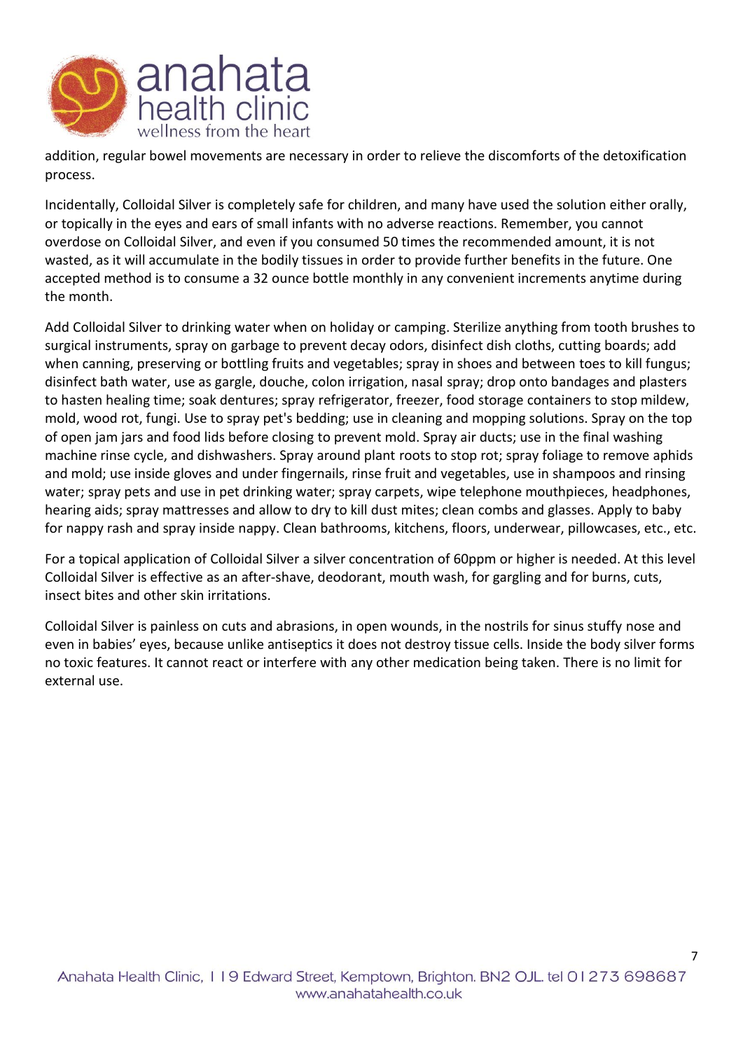addition, regular bowel movements are necessary in order to relieve the discomforts of the detoxification process.

Incidentally, Colloidal Silver is completely safe for children, and many have used the solution either orally, or topically in the eyes and ears of small infants with no adverse reactions. Remember, you cannot overdose on Colloidal Silver, and even if you consumed 50 times the recommended amount, it is not wasted, as it will accumulate in the bodily tissues in order to provide further benefits in the future. One accepted method is to consume a 32 ounce bottle monthly in any convenient increments anytime during the month.

Add Colloidal Silver to drinking water when on holiday or camping. Sterilize anything from tooth brushes to surgical instruments, spray on garbage to prevent decay odors, disinfect dish cloths, cutting boards; add when canning, preserving or bottling fruits and vegetables; spray in shoes and between toes to kill fungus; disinfect bath water, use as gargle, douche, colon irrigation, nasal spray; drop onto bandages and plasters to hasten healing time; soak dentures; spray refrigerator, freezer, food storage containers to stop mildew, mold, wood rot, fungi. Use to spray pet's bedding; use in cleaning and mopping solutions. Spray on the top of open jam jars and food lids before closing to prevent mold. Spray air ducts; use in the final washing machine rinse cycle, and dishwashers. Spray around plant roots to stop rot; spray foliage to remove aphids and mold; use inside gloves and under fingernails, rinse fruit and vegetables, use in shampoos and rinsing water; spray pets and use in pet drinking water; spray carpets, wipe telephone mouthpieces, headphones, hearing aids; spray mattresses and allow to dry to kill dust mites; clean combs and glasses. Apply to baby for nappy rash and spray inside nappy. Clean bathrooms, kitchens, floors, underwear, pillowcases, etc., etc.

For a topical application of Colloidal Silver a silver concentration of 60ppm or higher is needed. At this level Colloidal Silver is effective as an after-shave, deodorant, mouth wash, for gargling and for burns, cuts, insect bites and other skin irritations.

Colloidal Silver is painless on cuts and abrasions, in open wounds, in the nostrils for sinus stuffy nose and even in babies' eyes, because unlike antiseptics it does not destroy tissue cells. Inside the body silver forms no toxic features. It cannot react or interfere with any other medication being taken. There is no limit for external use.